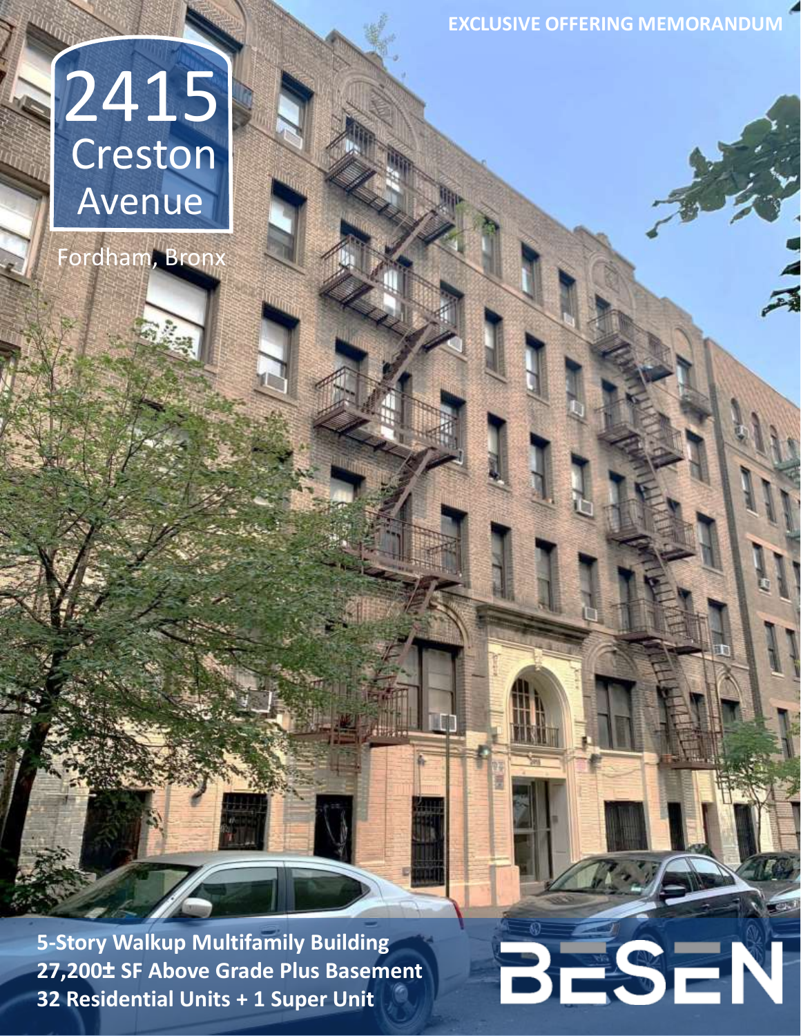EXCLUSIVE OFFERING MEMORANDUM

# 2415 Creston Avenue

Fordham, Bronx

**5-Story Walkup Multifamily Building**
**27,200± SF Above Grade Plus Basement**
**32 Residential Units + 1 Super Unit**

BESEN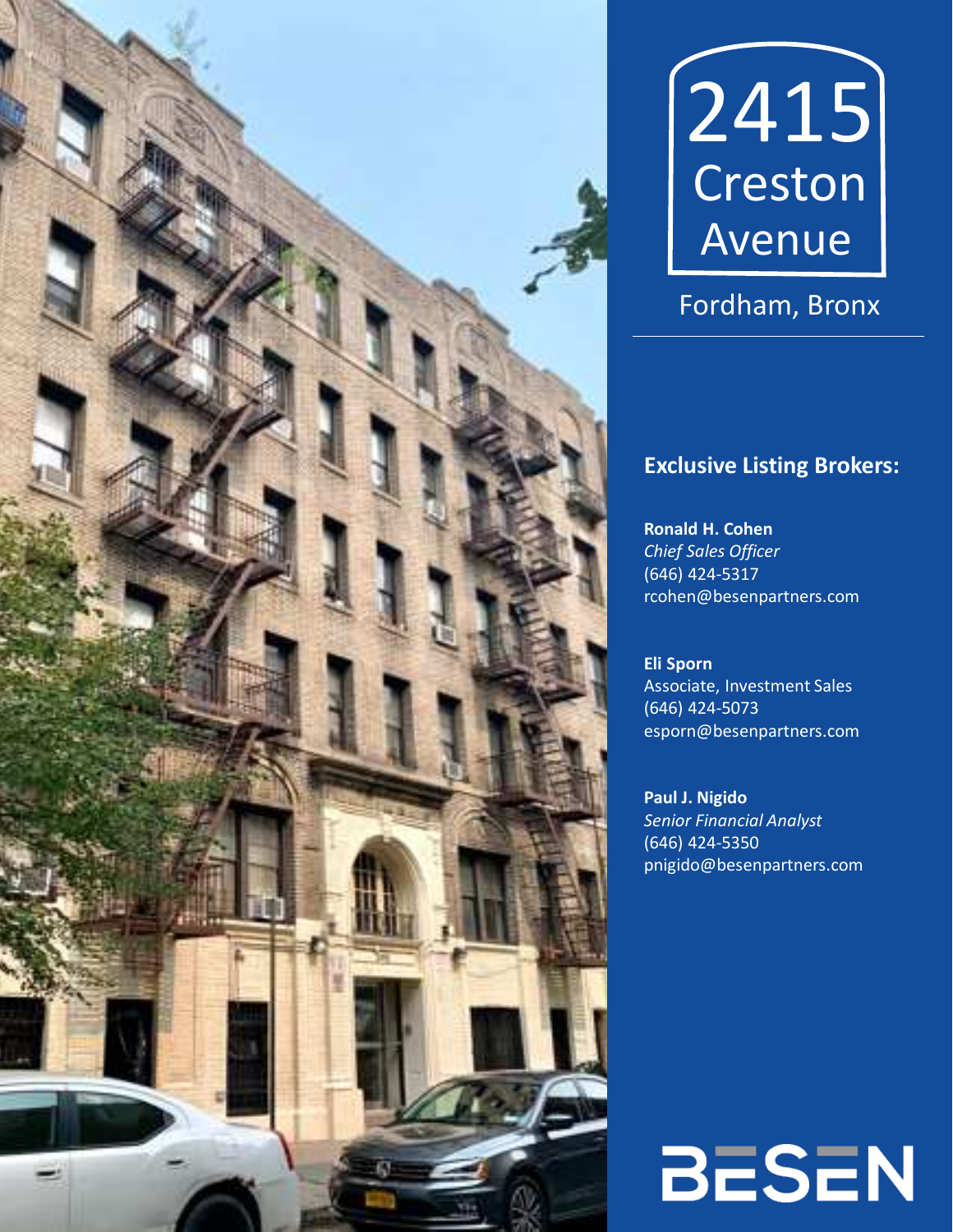# 2415 Creston Avenue

## Fordham, Bronx

### Exclusive Listing Brokers:

**Ronald H. Cohen**
*Chief Sales Officer*
(646) 424-5317
rcohen@besenpartners.com

**Eli Sporn**
Associate, Investment Sales
(646) 424-5073
esporn@besenpartners.com

**Paul J. Nigido**
*Senior Financial Analyst*
(646) 424-5350
pnigido@besenpartners.com

BESEN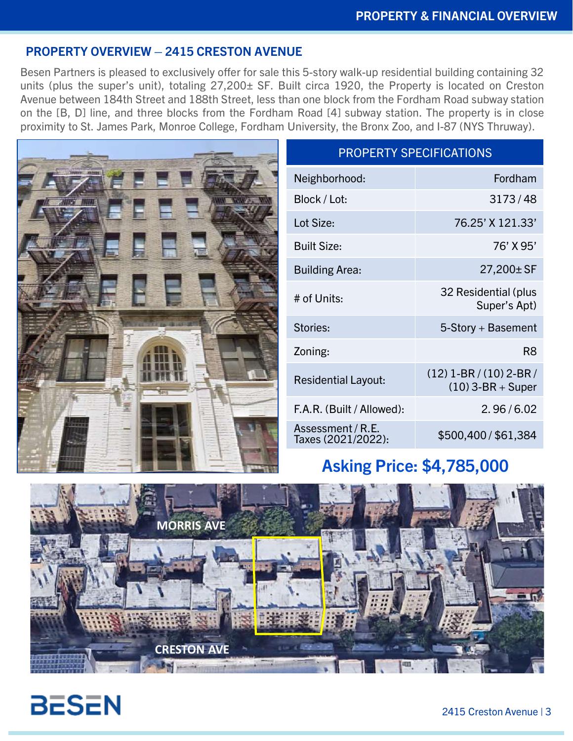## PROPERTY OVERVIEW – 2415 CRESTON AVENUE

Besen Partners is pleased to exclusively offer for sale this 5-story walk-up residential building containing 32 units (plus the super's unit), totaling 27,200± SF. Built circa 1920, the Property is located on Creston Avenue between 184th Street and 188th Street, less than one block from the Fordham Road subway station on the [B, D] line, and three blocks from the Fordham Road [4] subway station. The property is in close proximity to St. James Park, Monroe College, Fordham University, the Bronx Zoo, and I-87 (NYS Thruway).

| PROPERTY SPECIFICATIONS | |
|---|---|
| Neighborhood: | Fordham |
| Block / Lot: | 3173 / 48 |
| Lot Size: | 76.25' X 121.33' |
| Built Size: | 76' X 95' |
| Building Area: | 27,200± SF |
| # of Units: | 32 Residential (plus Super's Apt) |
| Stories: | 5-Story + Basement |
| Zoning: | R8 |
| Residential Layout: | (12) 1-BR / (10) 2-BR / (10) 3-BR + Super |
| F.A.R. (Built / Allowed): | 2. 96 / 6.02 |
| Assessment / R.E. Taxes (2021/2022): | $500,400 / $61,384 |

**Asking Price: $4,785,000**

MORRIS AVE

CRESTON AVE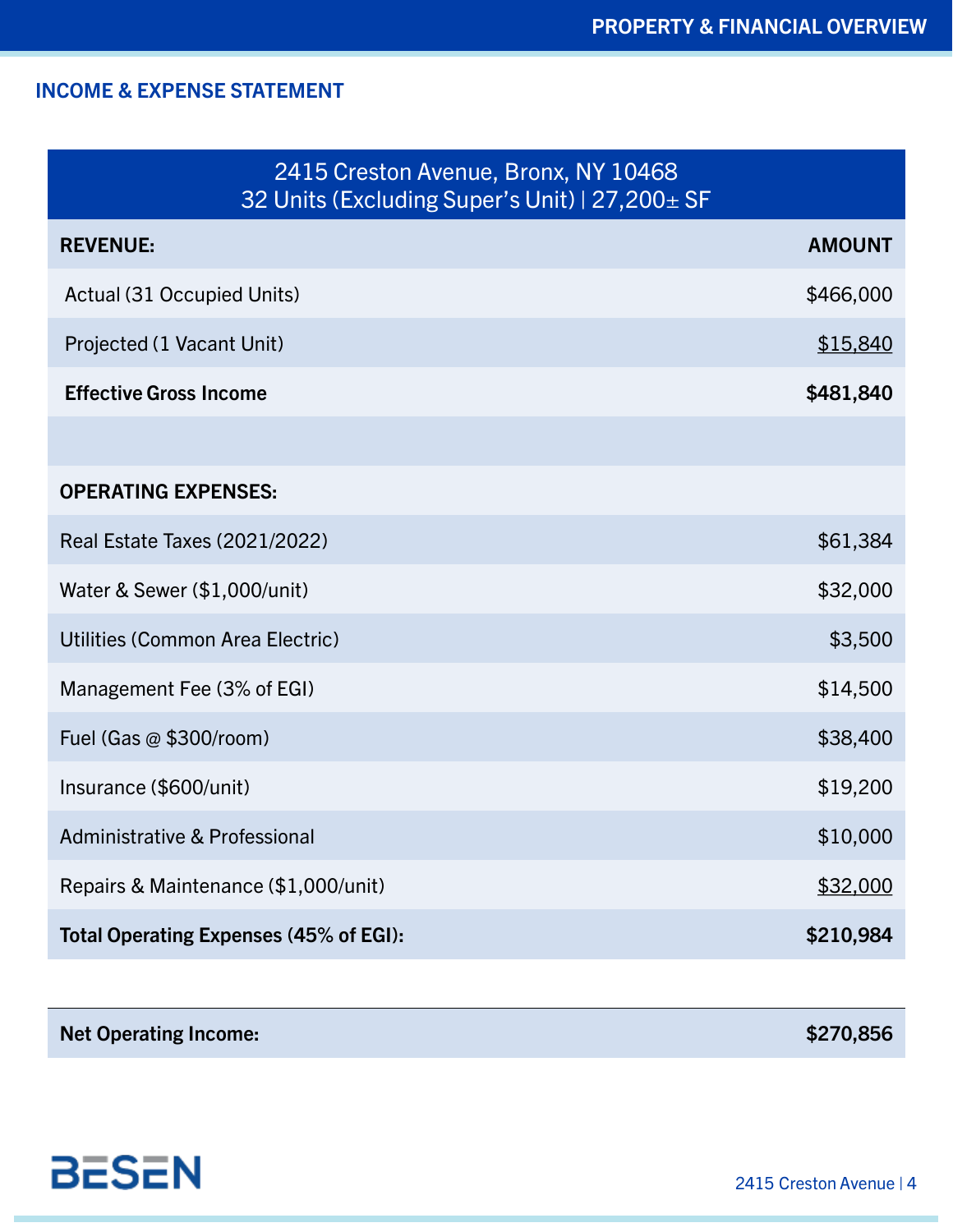## INCOME & EXPENSE STATEMENT

| 2415 Creston Avenue, Bronx, NY 10468<br>32 Units (Excluding Super's Unit) \| 27,200± SF | |
|---|---|
| **REVENUE:** | **AMOUNT** |
| Actual (31 Occupied Units) | $466,000 |
| Projected (1 Vacant Unit) | $15,840 |
| **Effective Gross Income** | **$481,840** |
| | |
| **OPERATING EXPENSES:** | |
| Real Estate Taxes (2021/2022) | $61,384 |
| Water & Sewer ($1,000/unit) | $32,000 |
| Utilities (Common Area Electric) | $3,500 |
| Management Fee (3% of EGI) | $14,500 |
| Fuel (Gas @ $300/room) | $38,400 |
| Insurance ($600/unit) | $19,200 |
| Administrative & Professional | $10,000 |
| Repairs & Maintenance ($1,000/unit) | $32,000 |
| **Total Operating Expenses (45% of EGI):** | **$210,984** |
| | |
| **Net Operating Income:** | **$270,856** |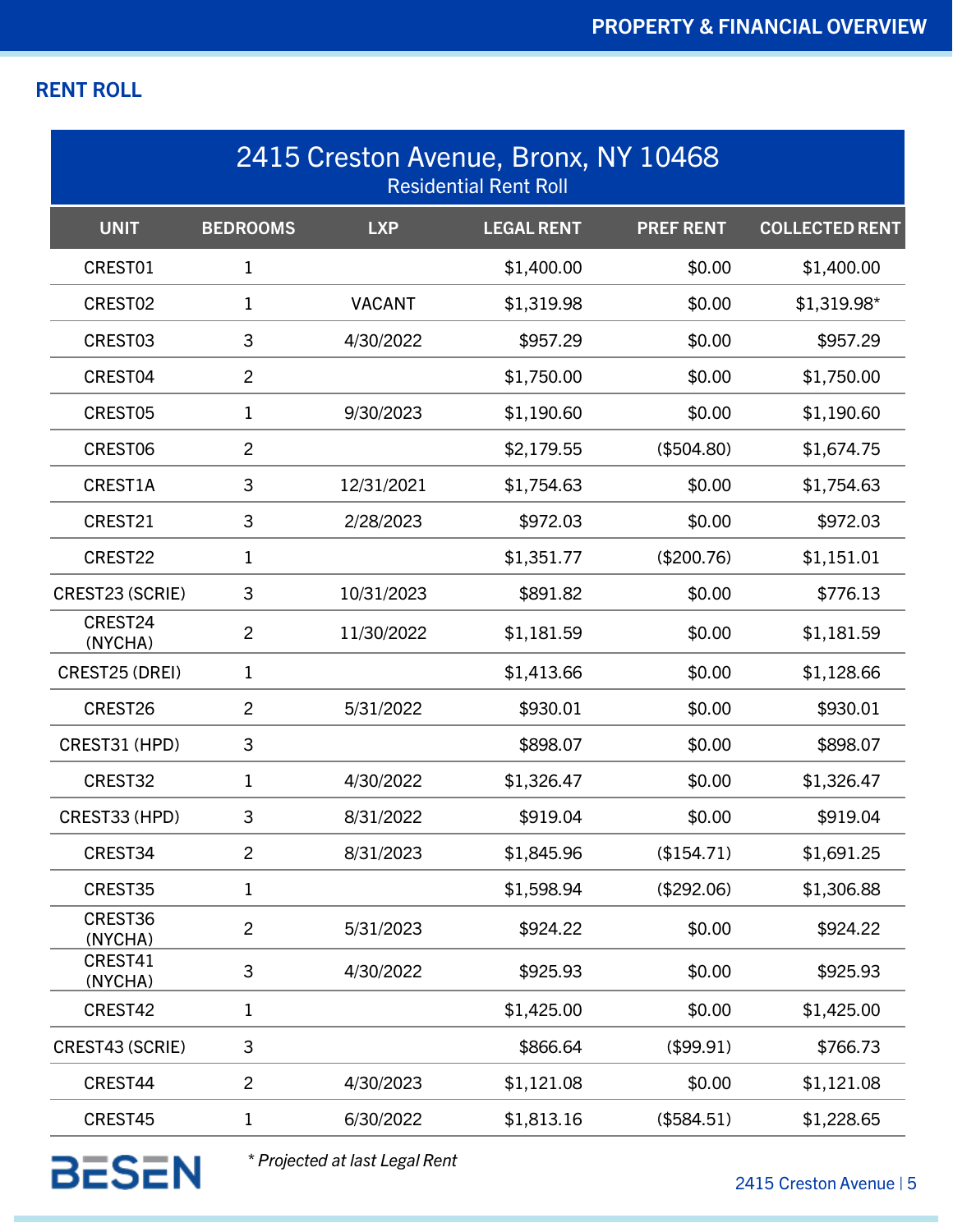## RENT ROLL

| 2415 Creston Avenue, Bronx, NY 10468<br>Residential Rent Roll | | | | | |
|---|---|---|---|---|---|
| **UNIT** | **BEDROOMS** | **LXP** | **LEGAL RENT** | **PREF RENT** | **COLLECTED RENT** |
| CREST01 | 1 | | $1,400.00 | $0.00 | $1,400.00 |
| CREST02 | 1 | VACANT | $1,319.98 | $0.00 | $1,319.98* |
| CREST03 | 3 | 4/30/2022 | $957.29 | $0.00 | $957.29 |
| CREST04 | 2 | | $1,750.00 | $0.00 | $1,750.00 |
| CREST05 | 1 | 9/30/2023 | $1,190.60 | $0.00 | $1,190.60 |
| CREST06 | 2 | | $2,179.55 | ($504.80) | $1,674.75 |
| CREST1A | 3 | 12/31/2021 | $1,754.63 | $0.00 | $1,754.63 |
| CREST21 | 3 | 2/28/2023 | $972.03 | $0.00 | $972.03 |
| CREST22 | 1 | | $1,351.77 | ($200.76) | $1,151.01 |
| CREST23 (SCRIE) | 3 | 10/31/2023 | $891.82 | $0.00 | $776.13 |
| CREST24 (NYCHA) | 2 | 11/30/2022 | $1,181.59 | $0.00 | $1,181.59 |
| CREST25 (DREI) | 1 | | $1,413.66 | $0.00 | $1,128.66 |
| CREST26 | 2 | 5/31/2022 | $930.01 | $0.00 | $930.01 |
| CREST31 (HPD) | 3 | | $898.07 | $0.00 | $898.07 |
| CREST32 | 1 | 4/30/2022 | $1,326.47 | $0.00 | $1,326.47 |
| CREST33 (HPD) | 3 | 8/31/2022 | $919.04 | $0.00 | $919.04 |
| CREST34 | 2 | 8/31/2023 | $1,845.96 | ($154.71) | $1,691.25 |
| CREST35 | 1 | | $1,598.94 | ($292.06) | $1,306.88 |
| CREST36 (NYCHA) | 2 | 5/31/2023 | $924.22 | $0.00 | $924.22 |
| CREST41 (NYCHA) | 3 | 4/30/2022 | $925.93 | $0.00 | $925.93 |
| CREST42 | 1 | | $1,425.00 | $0.00 | $1,425.00 |
| CREST43 (SCRIE) | 3 | | $866.64 | ($99.91) | $766.73 |
| CREST44 | 2 | 4/30/2023 | $1,121.08 | $0.00 | $1,121.08 |
| CREST45 | 1 | 6/30/2022 | $1,813.16 | ($584.51) | $1,228.65 |

*\* Projected at last Legal Rent*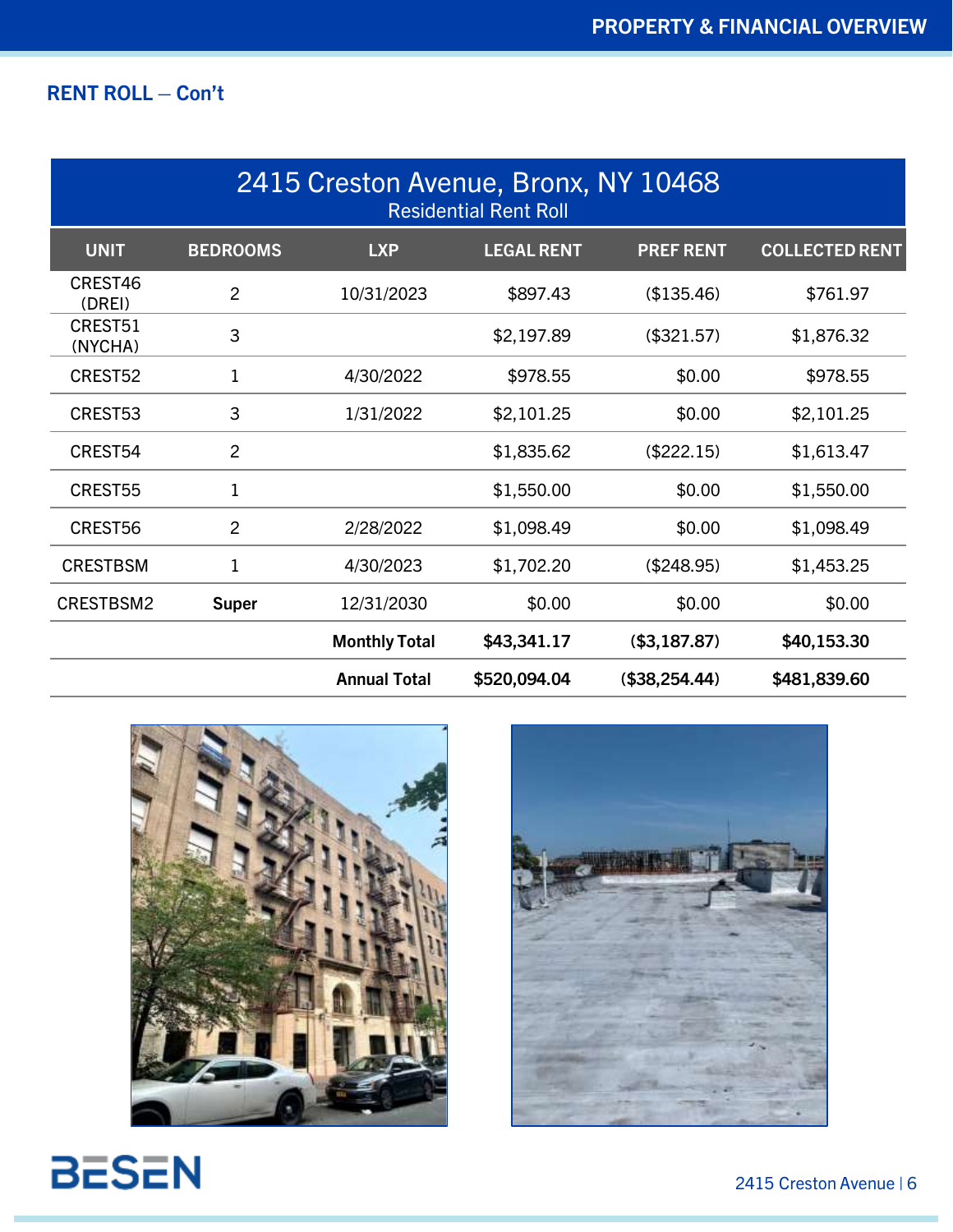## RENT ROLL – Con't

| 2415 Creston Avenue, Bronx, NY 10468<br>Residential Rent Roll | | | | | |
|---|---|---|---|---|---|
| **UNIT** | **BEDROOMS** | **LXP** | **LEGAL RENT** | **PREF RENT** | **COLLECTED RENT** |
| CREST46 (DREI) | 2 | 10/31/2023 | $897.43 | ($135.46) | $761.97 |
| CREST51 (NYCHA) | 3 | | $2,197.89 | ($321.57) | $1,876.32 |
| CREST52 | 1 | 4/30/2022 | $978.55 | $0.00 | $978.55 |
| CREST53 | 3 | 1/31/2022 | $2,101.25 | $0.00 | $2,101.25 |
| CREST54 | 2 | | $1,835.62 | ($222.15) | $1,613.47 |
| CREST55 | 1 | | $1,550.00 | $0.00 | $1,550.00 |
| CREST56 | 2 | 2/28/2022 | $1,098.49 | $0.00 | $1,098.49 |
| CRESTBSM | 1 | 4/30/2023 | $1,702.20 | ($248.95) | $1,453.25 |
| CRESTBSM2 | **Super** | 12/31/2030 | $0.00 | $0.00 | $0.00 |
| | | **Monthly Total** | **$43,341.17** | **($3,187.87)** | **$40,153.30** |
| | | **Annual Total** | **$520,094.04** | **($38,254.44)** | **$481,839.60** |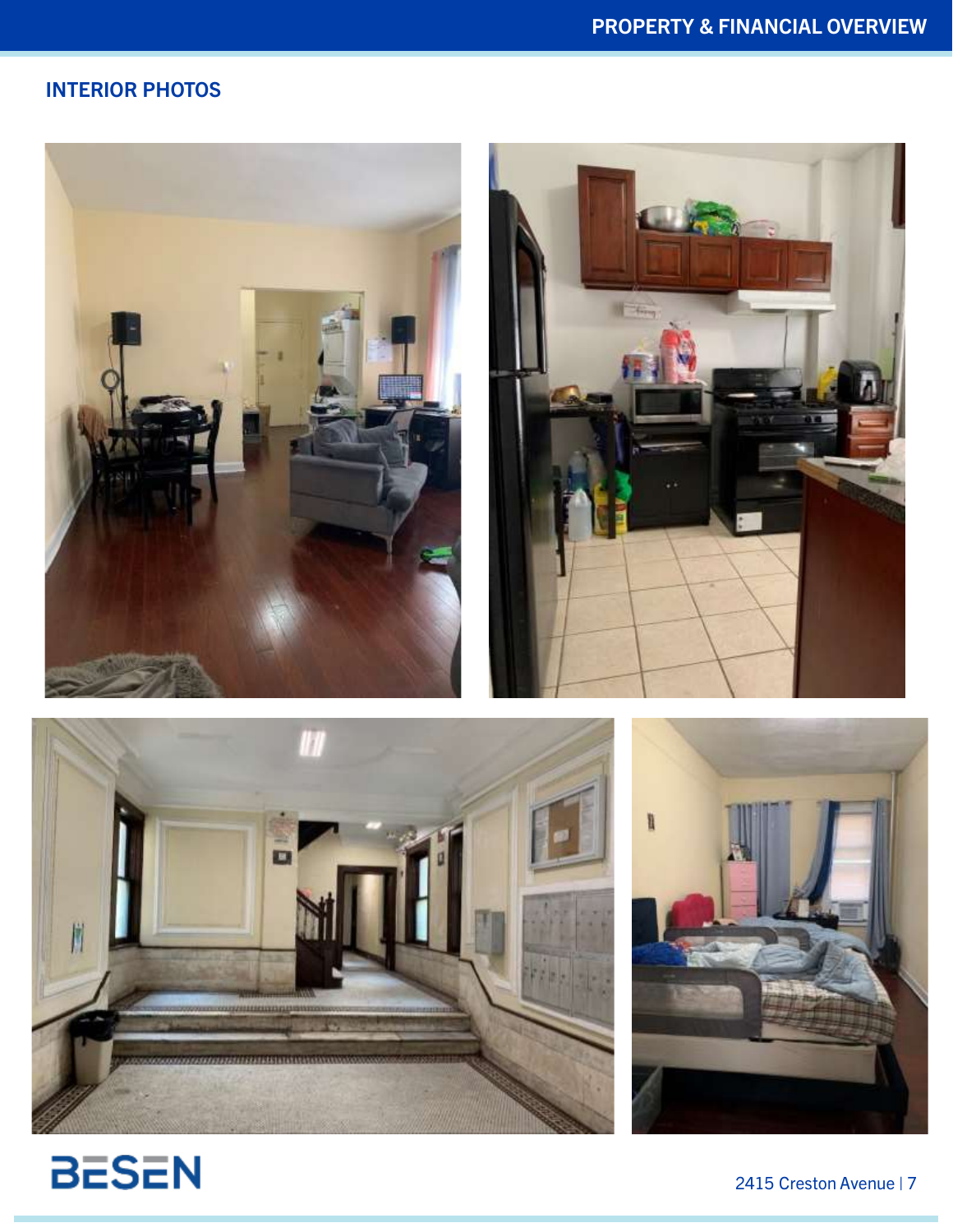## INTERIOR PHOTOS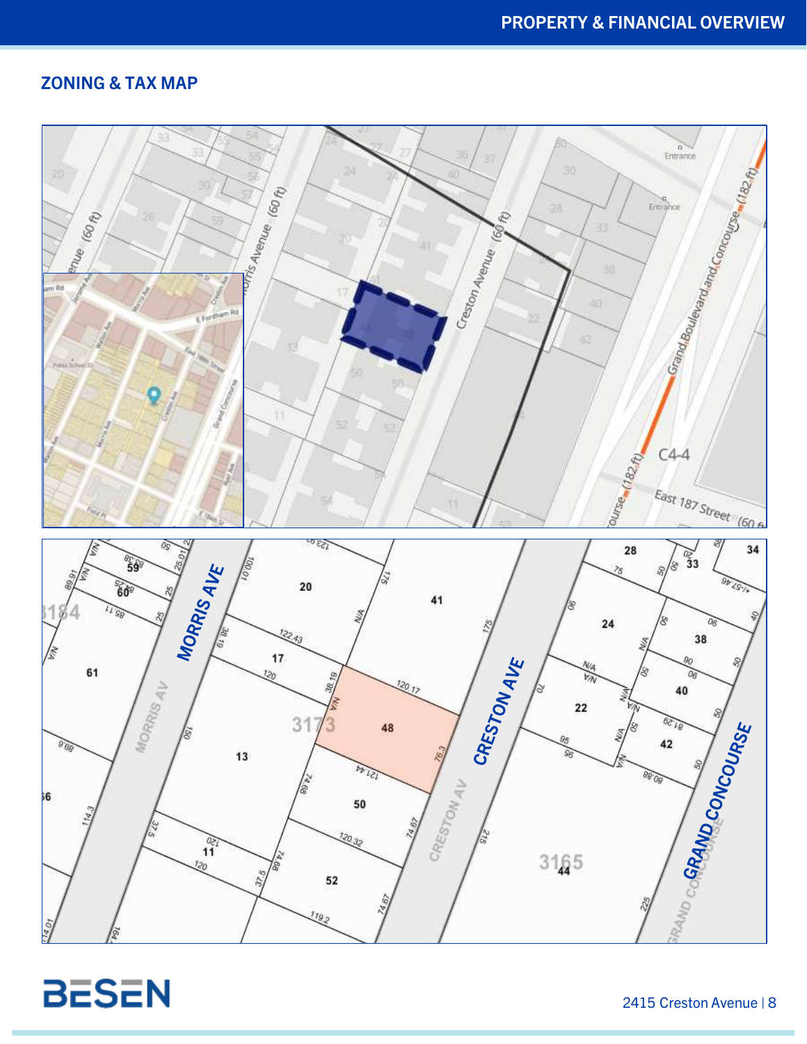## ZONING & TAX MAP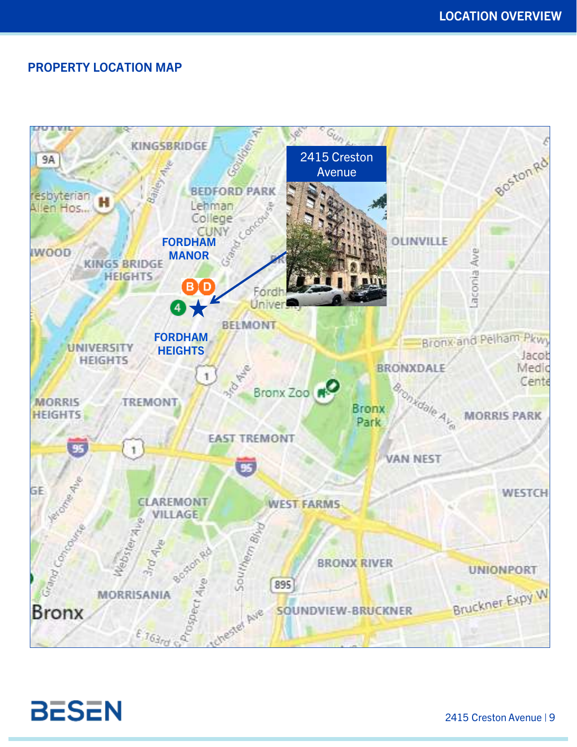## PROPERTY LOCATION MAP

2415 Creston Avenue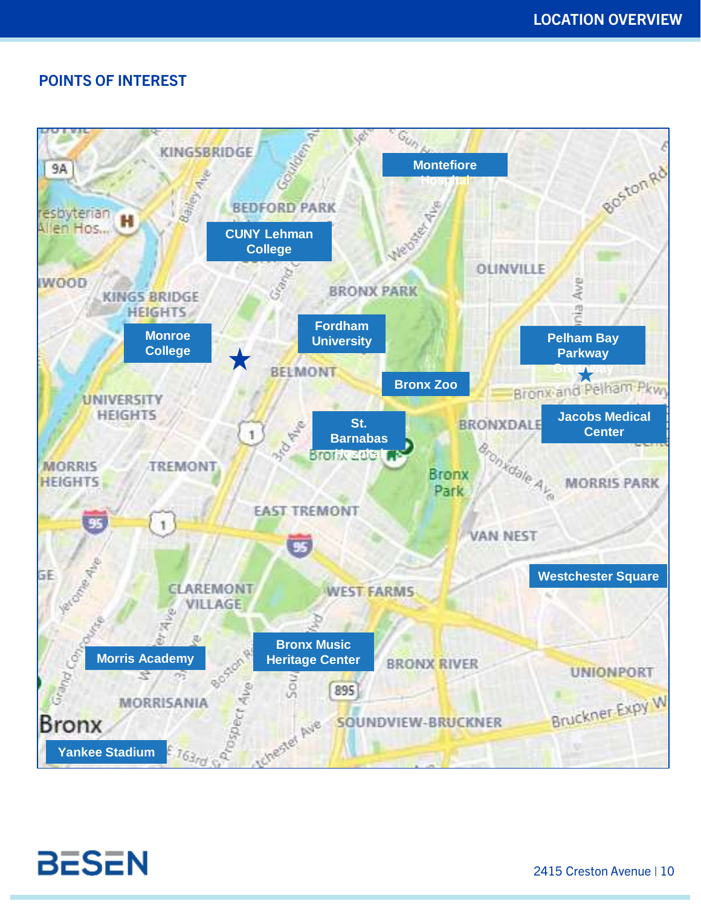## POINTS OF INTEREST

- Montefiore Hospital
- CUNY Lehman College
- Fordham University
- Monroe College
- Pelham Bay Parkway Greenway
- Bronx Zoo
- St. Barnabas Hospital
- Jacobs Medical Center
- Westchester Square
- Morris Academy
- Bronx Music Heritage Center
- Yankee Stadium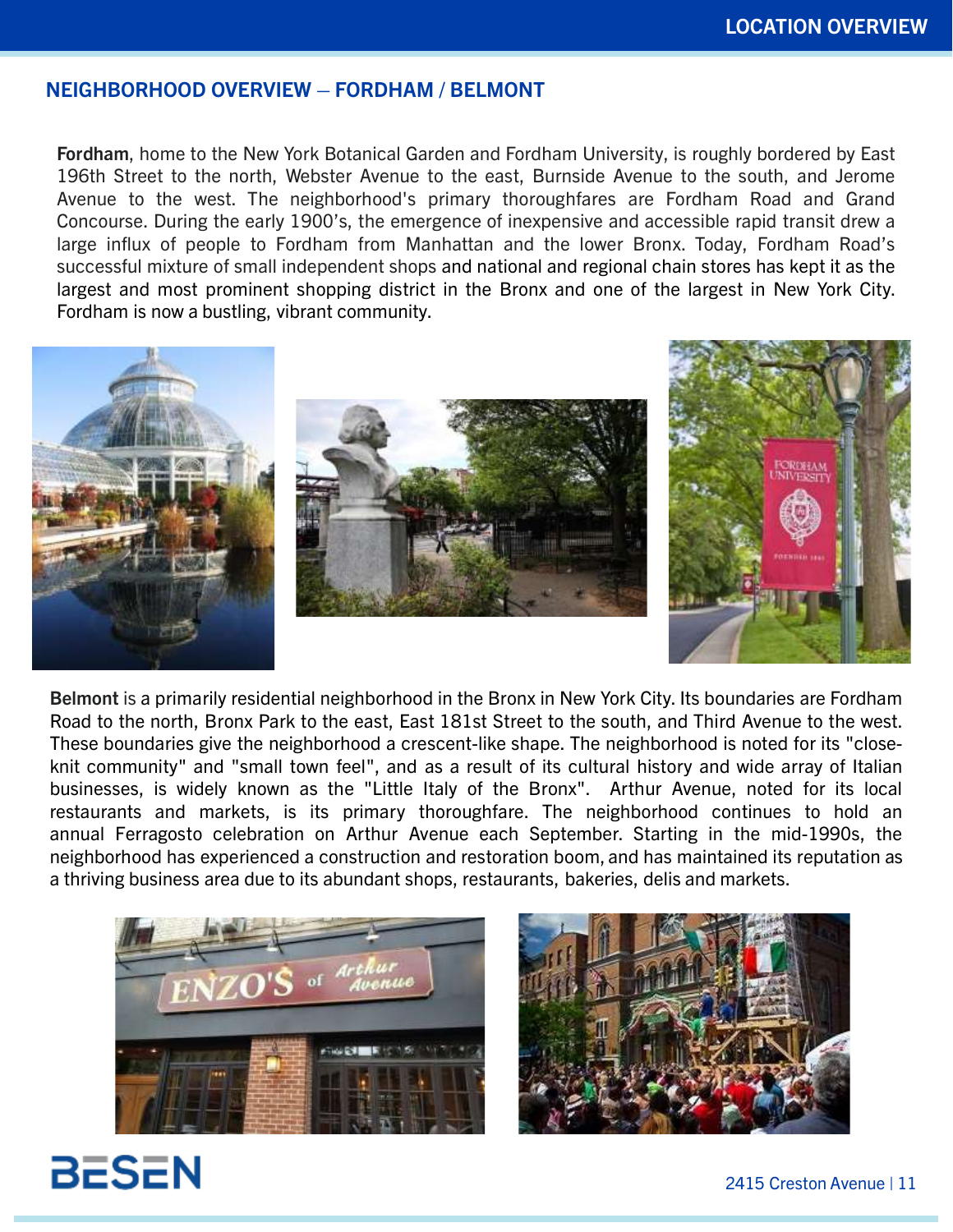## NEIGHBORHOOD OVERVIEW – FORDHAM / BELMONT

**Fordham**, home to the New York Botanical Garden and Fordham University, is roughly bordered by East 196th Street to the north, Webster Avenue to the east, Burnside Avenue to the south, and Jerome Avenue to the west. The neighborhood's primary thoroughfares are Fordham Road and Grand Concourse. During the early 1900's, the emergence of inexpensive and accessible rapid transit drew a large influx of people to Fordham from Manhattan and the lower Bronx. Today, Fordham Road's successful mixture of small independent shops and national and regional chain stores has kept it as the largest and most prominent shopping district in the Bronx and one of the largest in New York City. Fordham is now a bustling, vibrant community.

**Belmont** is a primarily residential neighborhood in the Bronx in New York City. Its boundaries are Fordham Road to the north, Bronx Park to the east, East 181st Street to the south, and Third Avenue to the west. These boundaries give the neighborhood a crescent-like shape. The neighborhood is noted for its "close-knit community" and "small town feel", and as a result of its cultural history and wide array of Italian businesses, is widely known as the "Little Italy of the Bronx". Arthur Avenue, noted for its local restaurants and markets, is its primary thoroughfare. The neighborhood continues to hold an annual Ferragosto celebration on Arthur Avenue each September. Starting in the mid-1990s, the neighborhood has experienced a construction and restoration boom, and has maintained its reputation as a thriving business area due to its abundant shops, restaurants, bakeries, delis and markets.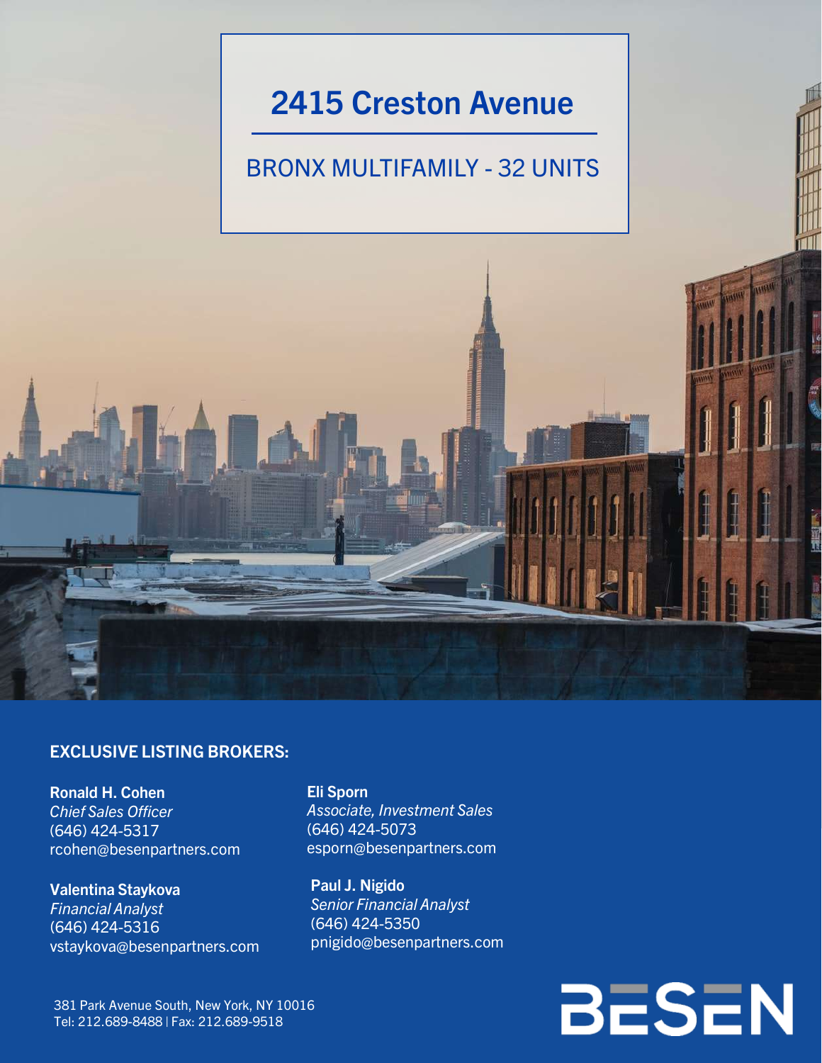# 2415 Creston Avenue

## BRONX MULTIFAMILY - 32 UNITS

### EXCLUSIVE LISTING BROKERS:

**Ronald H. Cohen**
*Chief Sales Officer*
(646) 424-5317
rcohen@besenpartners.com

**Valentina Staykova**
*Financial Analyst*
(646) 424-5316
vstaykova@besenpartners.com

**Eli Sporn**
*Associate, Investment Sales*
(646) 424-5073
esporn@besenpartners.com

**Paul J. Nigido**
*Senior Financial Analyst*
(646) 424-5350
pnigido@besenpartners.com

381 Park Avenue South, New York, NY 10016
Tel: 212.689-8488 | Fax: 212.689-9518

BESEN